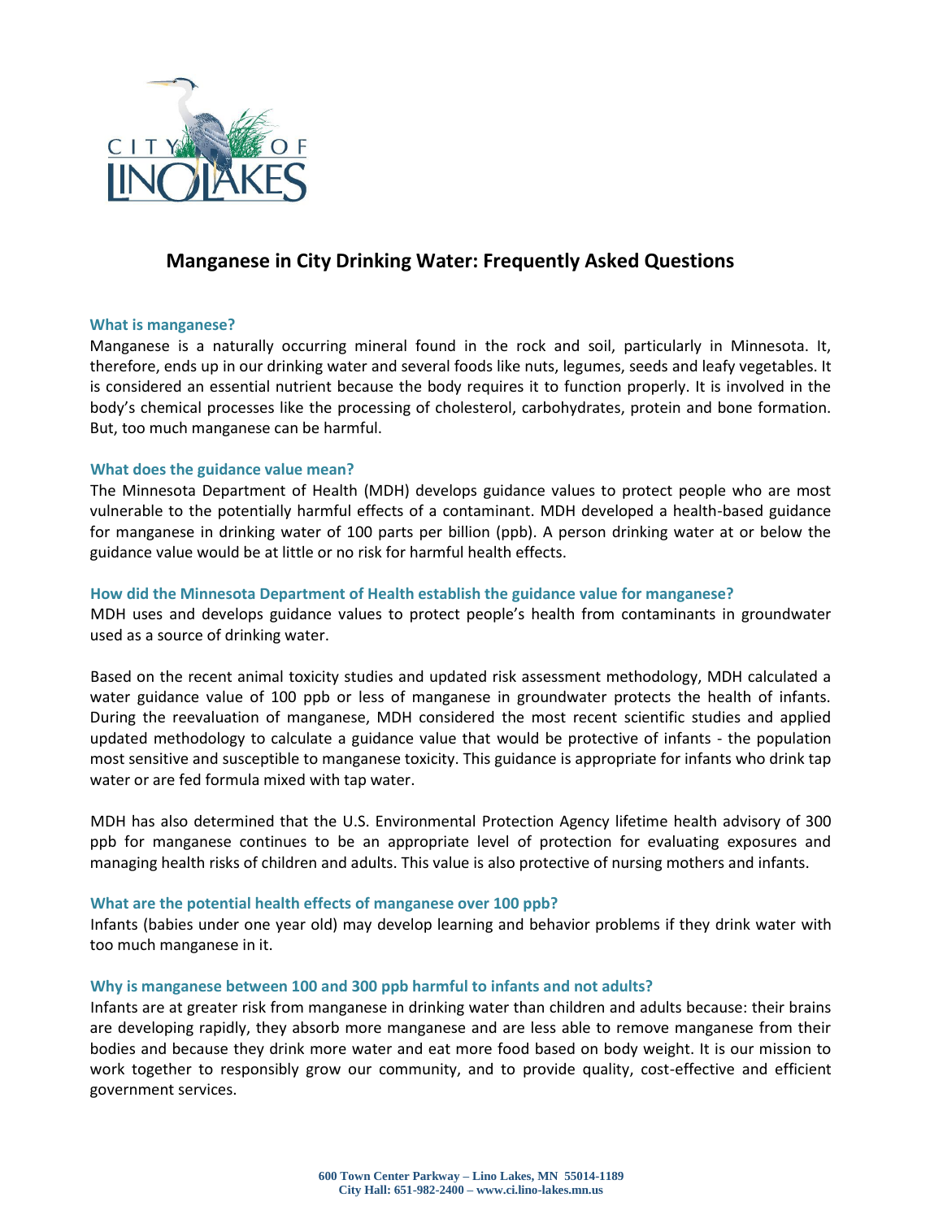# Manganese in City Drinking Water: Frequently Asked Questions

### What is manganese?

Manganese is a naturally occurring mineral found in the rock and soil, particularly in Minnesota. It, therefore, ends up in our drinking water and several foods like nuts, legumes, seeds and leafy vegetables. It is considered an essential nutrient because the body requires it to function properly. It is involved in the body's chemical processes like the processing of cholesterol, carbohydrates, protein and bone formation. But, too much manganese can be harmful.

### What does the guidance value mean?

The Minnesota Department of Health (MDH) develops guidance values to protect people who are most vulnerable to the potentially harmful effects of a contaminant. MDH developed a health-based guidance for manganese in drinking water of 100 parts per billion (ppb). A person drinking water at or below the guidance value would be at little or no risk for harmful health effects.

### How did the Minnesota Department of Health establish the guidance value for manganese?

MDH uses and develops guidance values to protect people's health from contaminants in groundwater used as a source of drinking water.

Based on the recent animal toxicity studies and updated risk assessment methodology, MDH calculated a water guidance value of 100 ppb or less of manganese in groundwater protects the health of infants. During the reevaluation of manganese, MDH considered the most recent scientific studies and applied updated methodology to calculate a guidance value that would be protective of infants - the population most sensitive and susceptible to manganese toxicity. This guidance is appropriate for infants who drink tap water or are fed formula mixed with tap water.

MDH has also determined that the U.S. Environmental Protection Agency lifetime health advisory of 300 ppb for manganese continues to be an appropriate level of protection for evaluating exposures and managing health risks of children and adults. This value is also protective of nursing mothers and infants.

### What are the potential health effects of manganese over 100 ppb?

Infants (babies under one year old) may develop learning and behavior problems if they drink water with too much manganese in it.

### Why is manganese between 100 and 300 ppb harmful to infants and not adults?

Infants are at greater risk from manganese in drinking water than children and adults because: their brains are developing rapidly, they absorb more manganese and are less able to remove manganese from their bodies and because they drink more water and eat more food based on body weight. It is our mission to work together to responsibly grow our community, and to provide quality, cost-effective and efficient government services.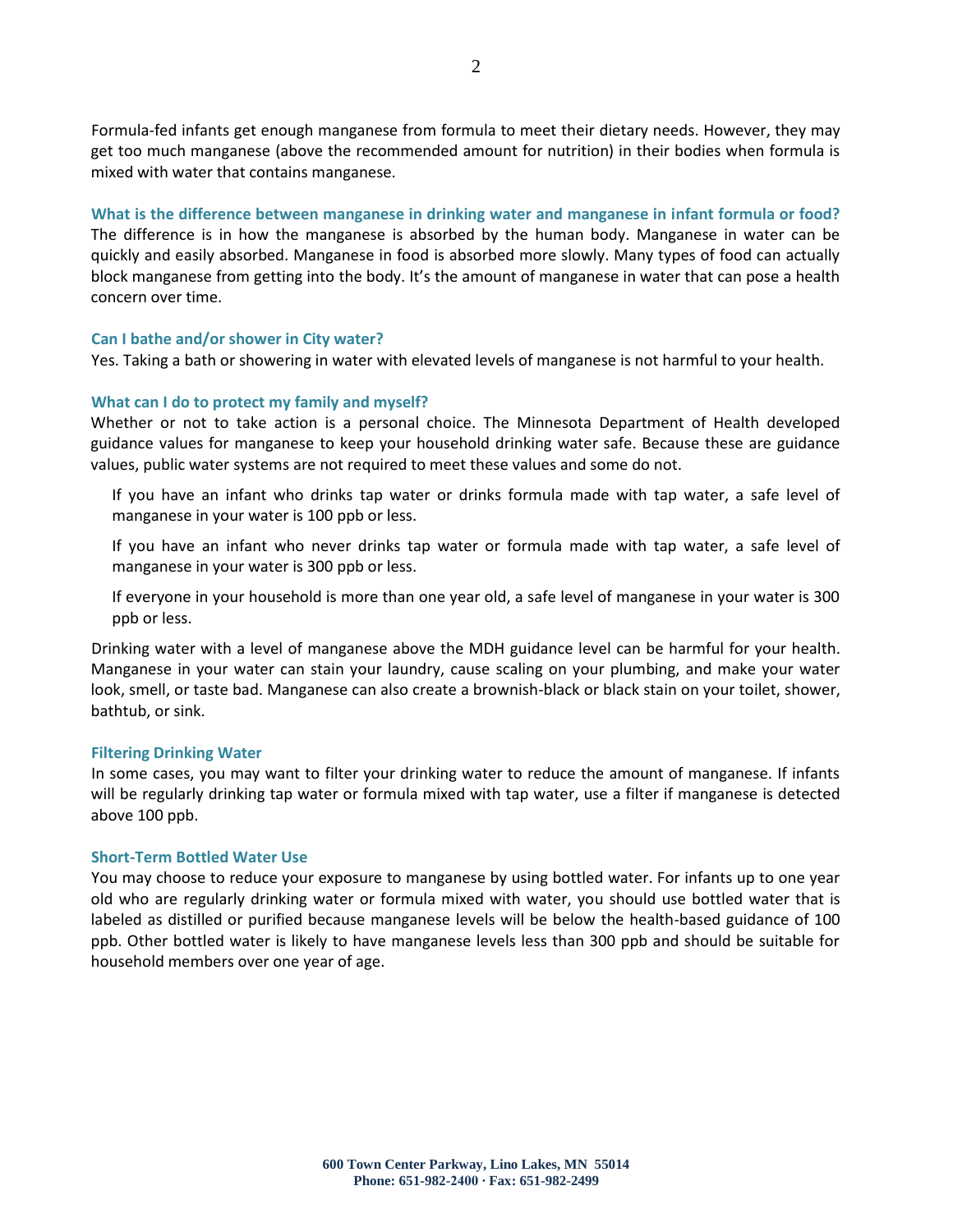Formula-fed infants get enough manganese from formula to meet their dietary needs. However, they may get too much manganese (above the recommended amount for nutrition) in their bodies when formula is mixed with water that contains manganese.

### What is the difference between manganese in drinking water and manganese in infant formula or food?

The difference is in how the manganese is absorbed by the human body. Manganese in water can be quickly and easily absorbed. Manganese in food is absorbed more slowly. Many types of food can actually block manganese from getting into the body. It's the amount of manganese in water that can pose a health concern over time.

### Can I bathe and/or shower in City water?

Yes. Taking a bath or showering in water with elevated levels of manganese is not harmful to your health.

### What can I do to protect my family and myself?

Whether or not to take action is a personal choice. The Minnesota Department of Health developed guidance values for manganese to keep your household drinking water safe. Because these are guidance values, public water systems are not required to meet these values and some do not.

If you have an infant who drinks tap water or drinks formula made with tap water, a safe level of manganese in your water is 100 ppb or less.

If you have an infant who never drinks tap water or formula made with tap water, a safe level of manganese in your water is 300 ppb or less.

If everyone in your household is more than one year old, a safe level of manganese in your water is 300 ppb or less.

Drinking water with a level of manganese above the MDH guidance level can be harmful for your health. Manganese in your water can stain your laundry, cause scaling on your plumbing, and make your water look, smell, or taste bad. Manganese can also create a brownish-black or black stain on your toilet, shower, bathtub, or sink.

### Filtering Drinking Water

In some cases, you may want to filter your drinking water to reduce the amount of manganese. If infants will be regularly drinking tap water or formula mixed with tap water, use a filter if manganese is detected above 100 ppb.

### Short-Term Bottled Water Use

You may choose to reduce your exposure to manganese by using bottled water. For infants up to one year old who are regularly drinking water or formula mixed with water, you should use bottled water that is labeled as distilled or purified because manganese levels will be below the health-based guidance of 100 ppb. Other bottled water is likely to have manganese levels less than 300 ppb and should be suitable for household members over one year of age.